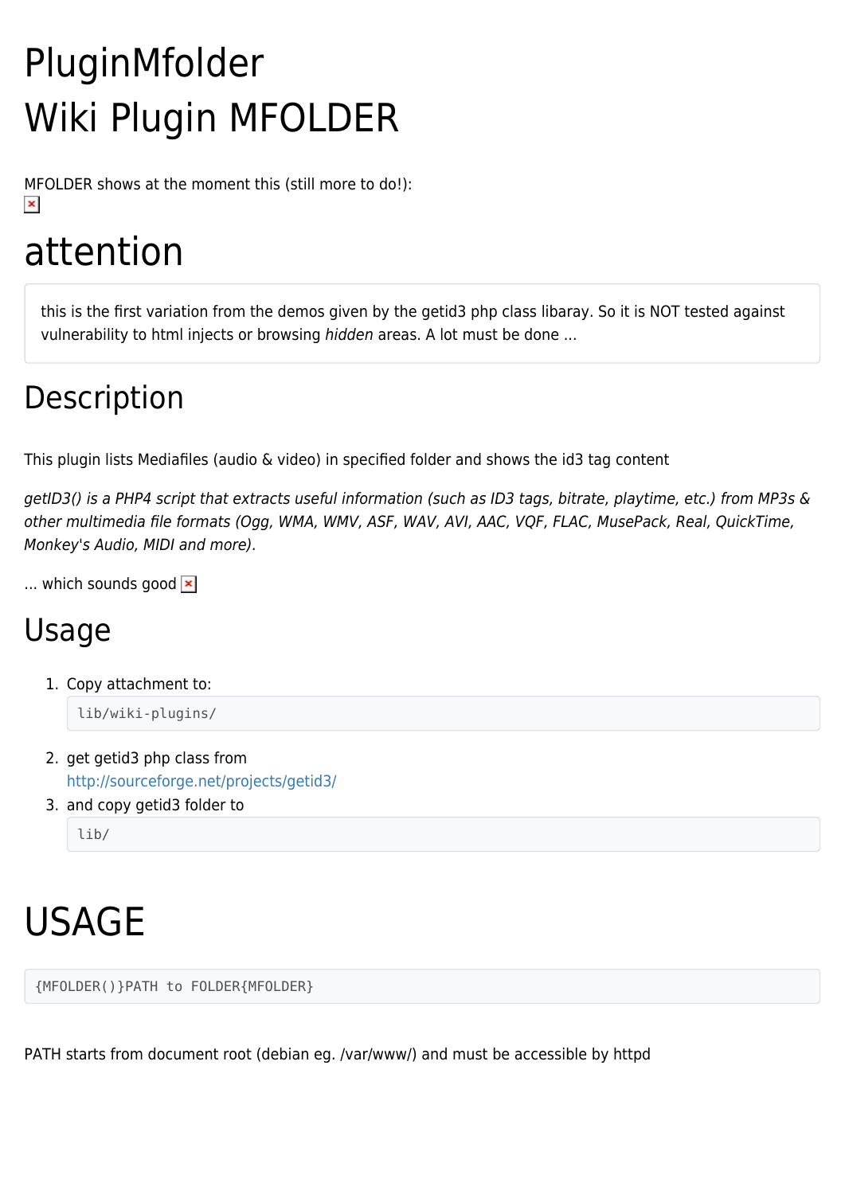# PluginMfolder

# Wiki Plugin MFOLDER

MFOLDER shows at the moment this (still more to do!):

# attention

> this is the first variation from the demos given by the getid3 php class libaray. So it is NOT tested against vulnerability to html injects or browsing *hidden* areas. A lot must be done ...

## Description

This plugin lists Mediafiles (audio & video) in specified folder and shows the id3 tag content

*getID3() is a PHP4 script that extracts useful information (such as ID3 tags, bitrate, playtime, etc.) from MP3s & other multimedia file formats (Ogg, WMA, WMV, ASF, WAV, AVI, AAC, VQF, FLAC, MusePack, Real, QuickTime, Monkey's Audio, MIDI and more).*

... which sounds good

## Usage

1. Copy attachment to:
   ```
   lib/wiki-plugins/
   ```
2. get getid3 php class from http://sourceforge.net/projects/getid3/
3. and copy getid3 folder to
   ```
   lib/
   ```

# USAGE

```
{MFOLDER()}PATH to FOLDER{MFOLDER}
```

PATH starts from document root (debian eg. /var/www/) and must be accessible by httpd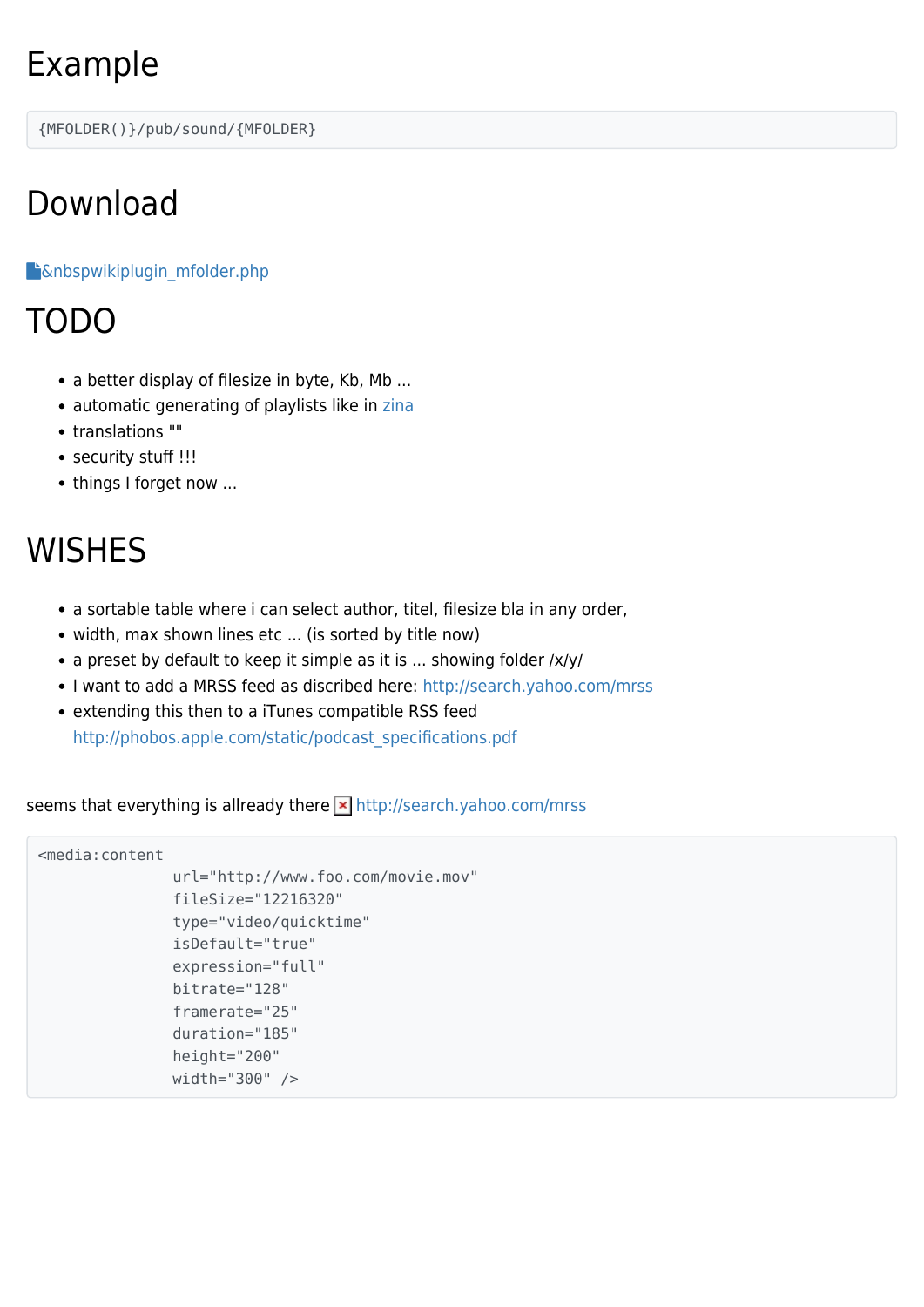# Example

```
{MFOLDER()}/pub/sound/{MFOLDER}
```

# Download

&nbspwikiplugin_mfolder.php

# TODO

- a better display of filesize in byte, Kb, Mb ...
- automatic generating of playlists like in zina
- translations ""
- security stuff !!!
- things I forget now ...

# WISHES

- a sortable table where i can select author, titel, filesize bla in any order,
- width, max shown lines etc ... (is sorted by title now)
- a preset by default to keep it simple as it is ... showing folder /x/y/
- I want to add a MRSS feed as discribed here: http://search.yahoo.com/mrss
- extending this then to a iTunes compatible RSS feed http://phobos.apple.com/static/podcast_specifications.pdf

seems that everything is allready there http://search.yahoo.com/mrss

```
<media:content
               url="http://www.foo.com/movie.mov"
               fileSize="12216320"
               type="video/quicktime"
               isDefault="true"
               expression="full"
               bitrate="128"
               framerate="25"
               duration="185"
               height="200"
               width="300" />
```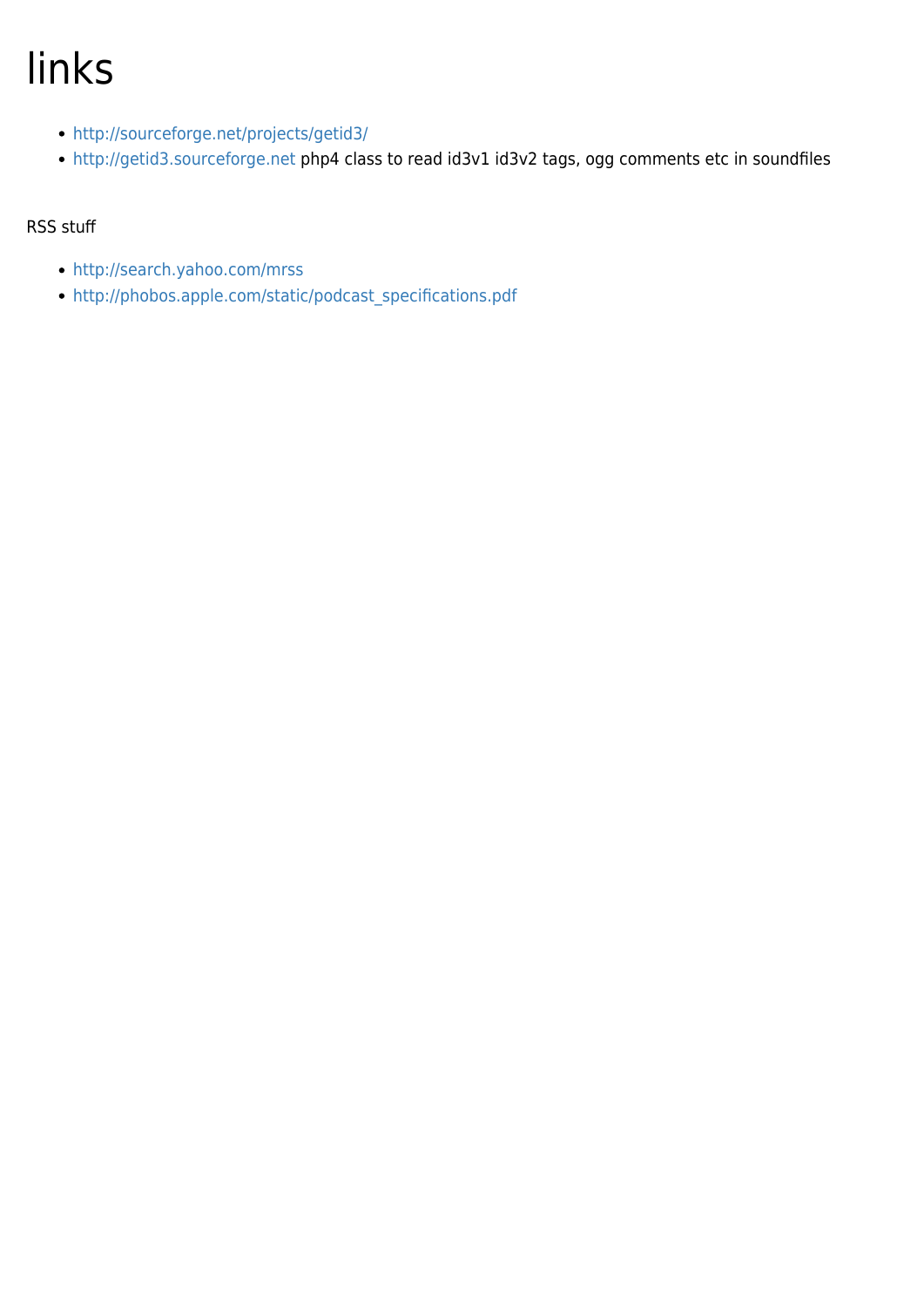# links

- http://sourceforge.net/projects/getid3/
- http://getid3.sourceforge.net php4 class to read id3v1 id3v2 tags, ogg comments etc in soundfiles

RSS stuff

- http://search.yahoo.com/mrss
- http://phobos.apple.com/static/podcast_specifications.pdf